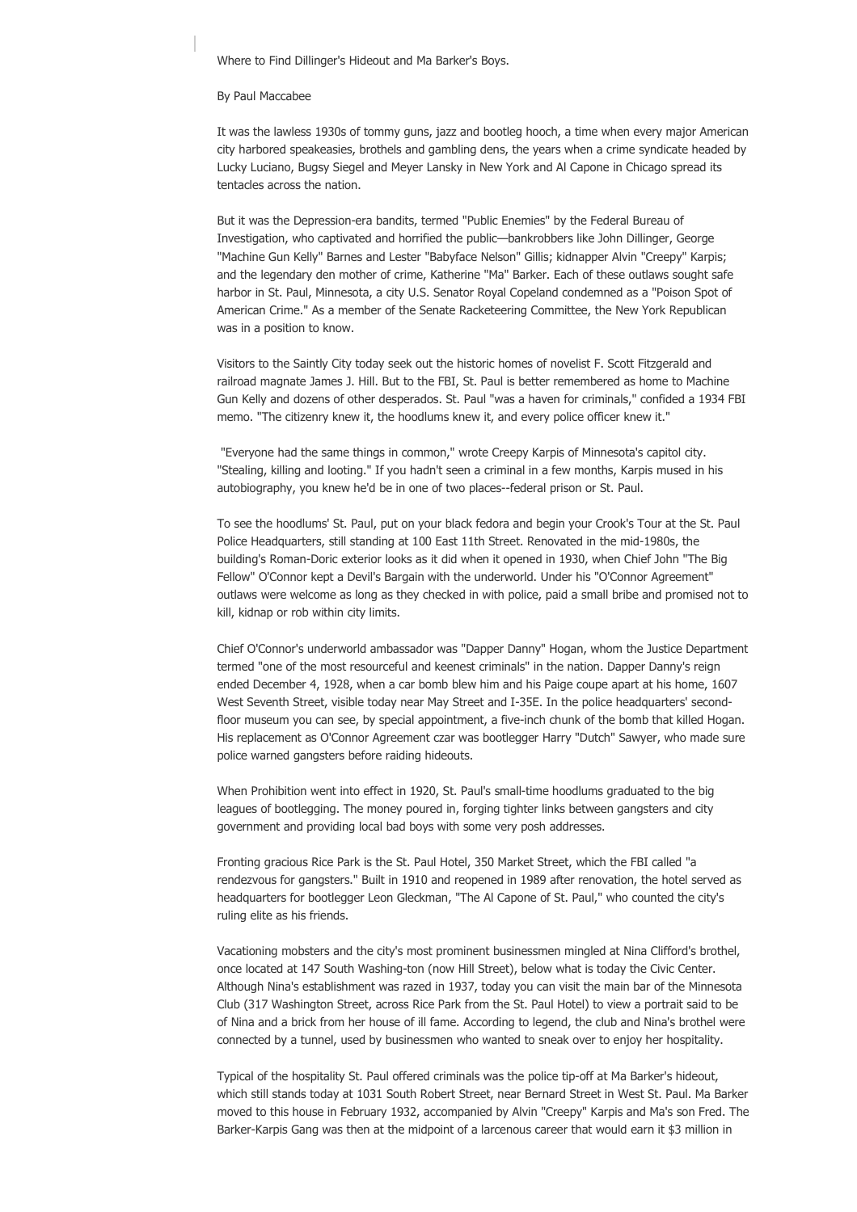Where to Find Dillinger's Hideout and Ma Barker's Boys.

By Paul Maccabee

It was the lawless 1930s of tommy guns, jazz and bootleg hooch, a time when every major American city harbored speakeasies, brothels and gambling dens, the years when a crime syndicate headed by Lucky Luciano, Bugsy Siegel and Meyer Lansky in New York and Al Capone in Chicago spread its tentacles across the nation.

But it was the Depression-era bandits, termed "Public Enemies" by the Federal Bureau of Investigation, who captivated and horrified the public—bankrobbers like John Dillinger, George "Machine Gun Kelly" Barnes and Lester "Babyface Nelson" Gillis; kidnapper Alvin "Creepy" Karpis; and the legendary den mother of crime, Katherine "Ma" Barker. Each of these outlaws sought safe harbor in St. Paul, Minnesota, a city U.S. Senator Royal Copeland condemned as a "Poison Spot of American Crime." As a member of the Senate Racketeering Committee, the New York Republican was in a position to know.

Visitors to the Saintly City today seek out the historic homes of novelist F. Scott Fitzgerald and railroad magnate James J. Hill. But to the FBI, St. Paul is better remembered as home to Machine Gun Kelly and dozens of other desperados. St. Paul "was a haven for criminals," confided a 1934 FBI memo. "The citizenry knew it, the hoodlums knew it, and every police officer knew it."

"Everyone had the same things in common," wrote Creepy Karpis of Minnesota's capitol city. "Stealing, killing and looting." If you hadn't seen a criminal in a few months, Karpis mused in his autobiography, you knew he'd be in one of two places--federal prison or St. Paul.

To see the hoodlums' St. Paul, put on your black fedora and begin your Crook's Tour at the St. Paul Police Headquarters, still standing at 100 East 11th Street. Renovated in the mid-1980s, the building's Roman-Doric exterior looks as it did when it opened in 1930, when Chief John "The Big Fellow" O'Connor kept a Devil's Bargain with the underworld. Under his "O'Connor Agreement" outlaws were welcome as long as they checked in with police, paid a small bribe and promised not to kill, kidnap or rob within city limits.

Chief O'Connor's underworld ambassador was "Dapper Danny" Hogan, whom the Justice Department termed "one of the most resourceful and keenest criminals" in the nation. Dapper Danny's reign ended December 4, 1928, when a car bomb blew him and his Paige coupe apart at his home, 1607 West Seventh Street, visible today near May Street and I-35E. In the police headquarters' second-floor museum you can see, by special appointment, a five-inch chunk of the bomb that killed Hogan. His replacement as O'Connor Agreement czar was bootlegger Harry "Dutch" Sawyer, who made sure police warned gangsters before raiding hideouts.

When Prohibition went into effect in 1920, St. Paul's small-time hoodlums graduated to the big leagues of bootlegging. The money poured in, forging tighter links between gangsters and city government and providing local bad boys with some very posh addresses.

Fronting gracious Rice Park is the St. Paul Hotel, 350 Market Street, which the FBI called "a rendezvous for gangsters." Built in 1910 and reopened in 1989 after renovation, the hotel served as headquarters for bootlegger Leon Gleckman, "The Al Capone of St. Paul," who counted the city's ruling elite as his friends.

Vacationing mobsters and the city's most prominent businessmen mingled at Nina Clifford's brothel, once located at 147 South Washing-ton (now Hill Street), below what is today the Civic Center. Although Nina's establishment was razed in 1937, today you can visit the main bar of the Minnesota Club (317 Washington Street, across Rice Park from the St. Paul Hotel) to view a portrait said to be of Nina and a brick from her house of ill fame. According to legend, the club and Nina's brothel were connected by a tunnel, used by businessmen who wanted to sneak over to enjoy her hospitality.

Typical of the hospitality St. Paul offered criminals was the police tip-off at Ma Barker's hideout, which still stands today at 1031 South Robert Street, near Bernard Street in West St. Paul. Ma Barker moved to this house in February 1932, accompanied by Alvin "Creepy" Karpis and Ma's son Fred. The Barker-Karpis Gang was then at the midpoint of a larcenous career that would earn it $3 million in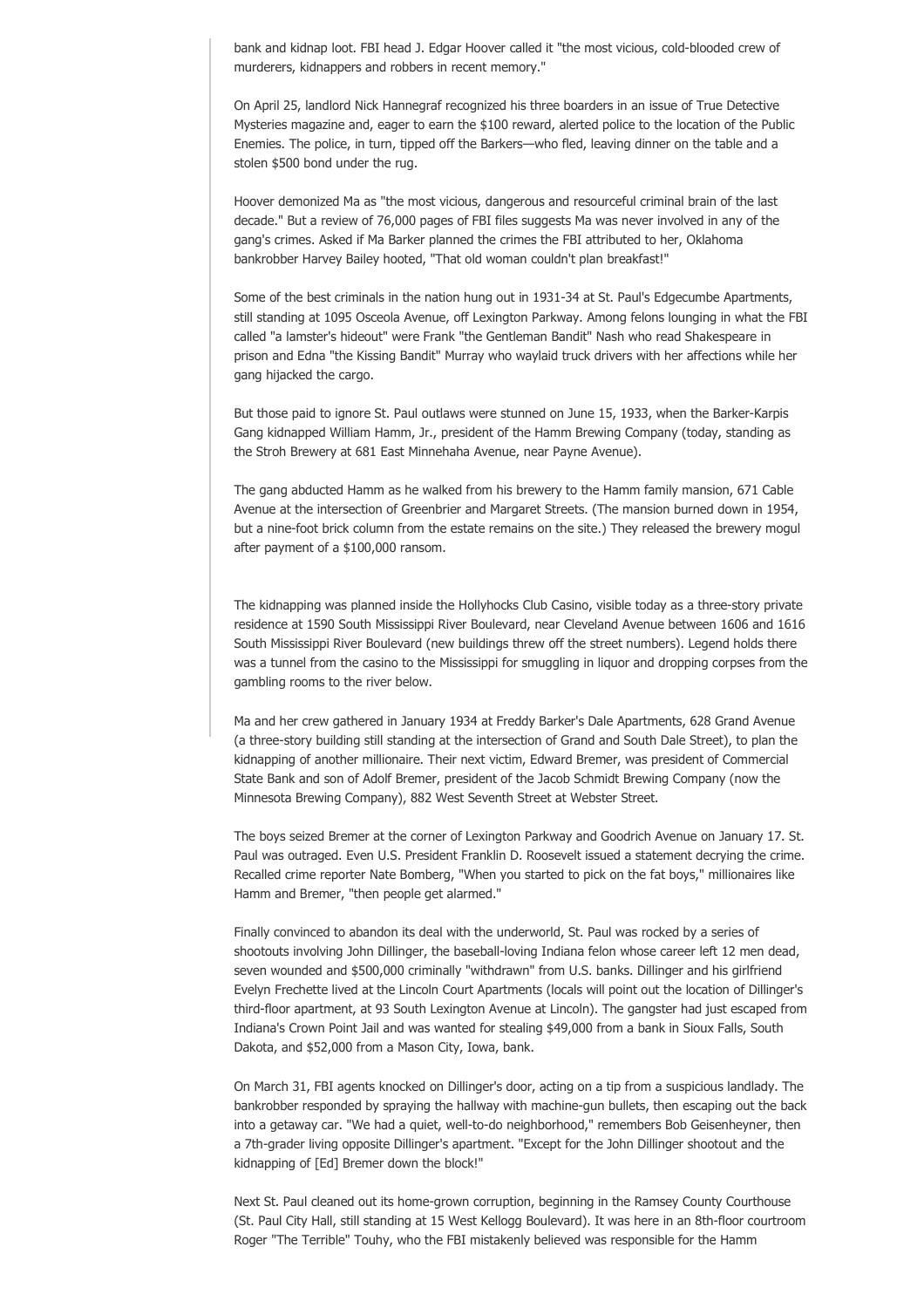bank and kidnap loot. FBI head J. Edgar Hoover called it "the most vicious, cold-blooded crew of murderers, kidnappers and robbers in recent memory."

On April 25, landlord Nick Hannegraf recognized his three boarders in an issue of True Detective Mysteries magazine and, eager to earn the $100 reward, alerted police to the location of the Public Enemies. The police, in turn, tipped off the Barkers—who fled, leaving dinner on the table and a stolen $500 bond under the rug.

Hoover demonized Ma as "the most vicious, dangerous and resourceful criminal brain of the last decade." But a review of 76,000 pages of FBI files suggests Ma was never involved in any of the gang's crimes. Asked if Ma Barker planned the crimes the FBI attributed to her, Oklahoma bankrobber Harvey Bailey hooted, "That old woman couldn't plan breakfast!"

Some of the best criminals in the nation hung out in 1931-34 at St. Paul's Edgecumbe Apartments, still standing at 1095 Osceola Avenue, off Lexington Parkway. Among felons lounging in what the FBI called "a lamster's hideout" were Frank "the Gentleman Bandit" Nash who read Shakespeare in prison and Edna "the Kissing Bandit" Murray who waylaid truck drivers with her affections while her gang hijacked the cargo.

But those paid to ignore St. Paul outlaws were stunned on June 15, 1933, when the Barker-Karpis Gang kidnapped William Hamm, Jr., president of the Hamm Brewing Company (today, standing as the Stroh Brewery at 681 East Minnehaha Avenue, near Payne Avenue).

The gang abducted Hamm as he walked from his brewery to the Hamm family mansion, 671 Cable Avenue at the intersection of Greenbrier and Margaret Streets. (The mansion burned down in 1954, but a nine-foot brick column from the estate remains on the site.) They released the brewery mogul after payment of a $100,000 ransom.

The kidnapping was planned inside the Hollyhocks Club Casino, visible today as a three-story private residence at 1590 South Mississippi River Boulevard, near Cleveland Avenue between 1606 and 1616 South Mississippi River Boulevard (new buildings threw off the street numbers). Legend holds there was a tunnel from the casino to the Mississippi for smuggling in liquor and dropping corpses from the gambling rooms to the river below.

Ma and her crew gathered in January 1934 at Freddy Barker's Dale Apartments, 628 Grand Avenue (a three-story building still standing at the intersection of Grand and South Dale Street), to plan the kidnapping of another millionaire. Their next victim, Edward Bremer, was president of Commercial State Bank and son of Adolf Bremer, president of the Jacob Schmidt Brewing Company (now the Minnesota Brewing Company), 882 West Seventh Street at Webster Street.

The boys seized Bremer at the corner of Lexington Parkway and Goodrich Avenue on January 17. St. Paul was outraged. Even U.S. President Franklin D. Roosevelt issued a statement decrying the crime. Recalled crime reporter Nate Bomberg, "When you started to pick on the fat boys," millionaires like Hamm and Bremer, "then people get alarmed."

Finally convinced to abandon its deal with the underworld, St. Paul was rocked by a series of shootouts involving John Dillinger, the baseball-loving Indiana felon whose career left 12 men dead, seven wounded and $500,000 criminally "withdrawn" from U.S. banks. Dillinger and his girlfriend Evelyn Frechette lived at the Lincoln Court Apartments (locals will point out the location of Dillinger's third-floor apartment, at 93 South Lexington Avenue at Lincoln). The gangster had just escaped from Indiana's Crown Point Jail and was wanted for stealing $49,000 from a bank in Sioux Falls, South Dakota, and $52,000 from a Mason City, Iowa, bank.

On March 31, FBI agents knocked on Dillinger's door, acting on a tip from a suspicious landlady. The bankrobber responded by spraying the hallway with machine-gun bullets, then escaping out the back into a getaway car. "We had a quiet, well-to-do neighborhood," remembers Bob Geisenheyner, then a 7th-grader living opposite Dillinger's apartment. "Except for the John Dillinger shootout and the kidnapping of [Ed] Bremer down the block!"

Next St. Paul cleaned out its home-grown corruption, beginning in the Ramsey County Courthouse (St. Paul City Hall, still standing at 15 West Kellogg Boulevard). It was here in an 8th-floor courtroom Roger "The Terrible" Touhy, who the FBI mistakenly believed was responsible for the Hamm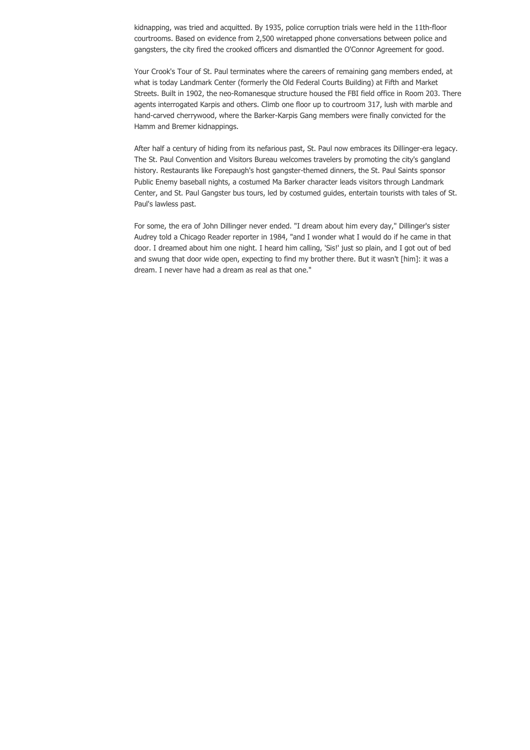kidnapping, was tried and acquitted. By 1935, police corruption trials were held in the 11th-floor courtrooms. Based on evidence from 2,500 wiretapped phone conversations between police and gangsters, the city fired the crooked officers and dismantled the O'Connor Agreement for good.

Your Crook's Tour of St. Paul terminates where the careers of remaining gang members ended, at what is today Landmark Center (formerly the Old Federal Courts Building) at Fifth and Market Streets. Built in 1902, the neo-Romanesque structure housed the FBI field office in Room 203. There agents interrogated Karpis and others. Climb one floor up to courtroom 317, lush with marble and hand-carved cherrywood, where the Barker-Karpis Gang members were finally convicted for the Hamm and Bremer kidnappings.

After half a century of hiding from its nefarious past, St. Paul now embraces its Dillinger-era legacy. The St. Paul Convention and Visitors Bureau welcomes travelers by promoting the city's gangland history. Restaurants like Forepaugh's host gangster-themed dinners, the St. Paul Saints sponsor Public Enemy baseball nights, a costumed Ma Barker character leads visitors through Landmark Center, and St. Paul Gangster bus tours, led by costumed guides, entertain tourists with tales of St. Paul's lawless past.

For some, the era of John Dillinger never ended. "I dream about him every day," Dillinger's sister Audrey told a Chicago Reader reporter in 1984, "and I wonder what I would do if he came in that door. I dreamed about him one night. I heard him calling, 'Sis!' just so plain, and I got out of bed and swung that door wide open, expecting to find my brother there. But it wasn't [him]: it was a dream. I never have had a dream as real as that one."